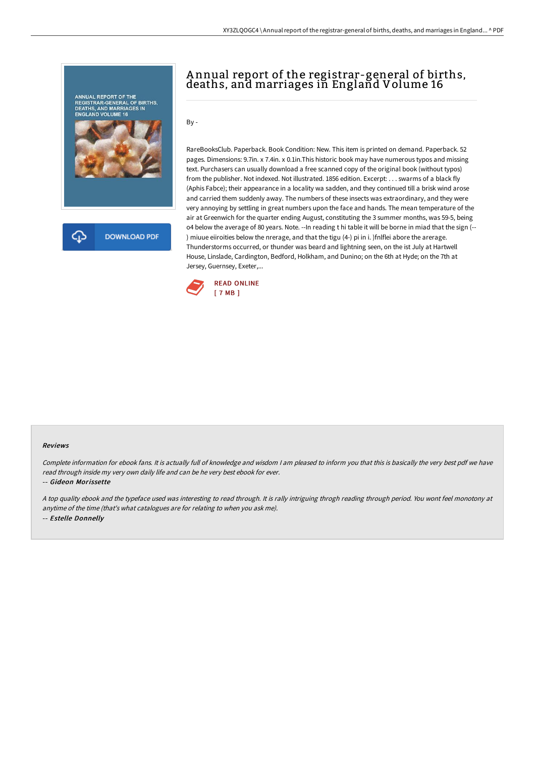# Annual report of the registrar-general of births, deaths, and marriages in England Volume 16

By -

RareBooksClub. Paperback. Book Condition: New. This item is printed on demand. Paperback. 52 pages. Dimensions: 9.7in. x 7.4in. x 0.1in.This historic book may have numerous typos and missing text. Purchasers can usually download a free scanned copy of the original book (without typos) from the publisher. Not indexed. Not illustrated. 1856 edition. Excerpt: . . . swarms of a black fly (Aphis Fabce); their appearance in a locality wa sadden, and they continued till a brisk wind arose and carried them suddenly away. The numbers of these insects was extraordinary, and they were very annoying by settling in great numbers upon the face and hands. The mean temperature of the air at Greenwich for the quarter ending August, constituting the 3 summer months, was 59-5, being o4 below the average of 80 years. Note. --In reading t hi table it will be borne in miad that the sign (--) miuue eiiroities below the nrerage, and that the tigu (4-) pi in i. )fnlflei abore the arerage. Thunderstorms occurred, or thunder was beard and lightning seen, on the ist July at Hartwell House, Linslade, Cardington, Bedford, Holkham, and Dunino; on the 6th at Hyde; on the 7th at Jersey, Guernsey, Exeter,...

READ ONLINE
[ 7 MB ]

#### Reviews

*Complete information for ebook fans. It is actually full of knowledge and wisdom I am pleased to inform you that this is basically the very best pdf we have read through inside my very own daily life and can be he very best ebook for ever.*

-- ***Gideon Morissette***

*A top quality ebook and the typeface used was interesting to read through. It is rally intriguing throgh reading through period. You wont feel monotony at anytime of the time (that's what catalogues are for relating to when you ask me).*

-- ***Estelle Donnelly***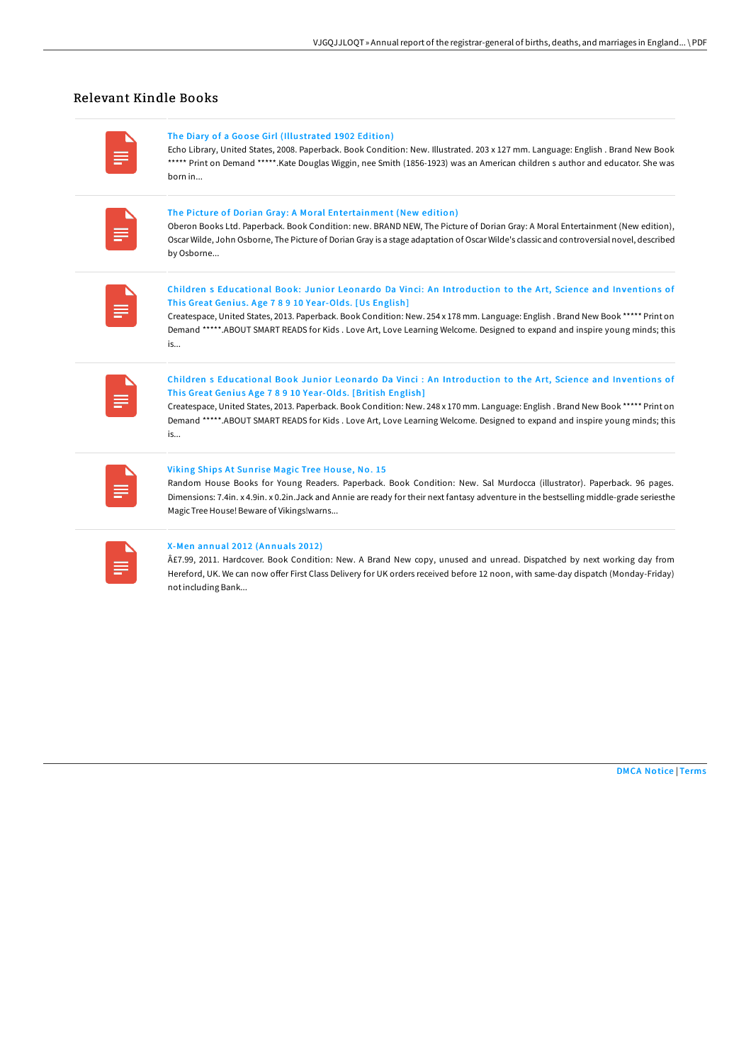## Relevant Kindle Books

### The Diary of a Goose Girl (Illustrated 1902 Edition)

Echo Library, United States, 2008. Paperback. Book Condition: New. Illustrated. 203 x 127 mm. Language: English . Brand New Book ***** Print on Demand *****.Kate Douglas Wiggin, nee Smith (1856-1923) was an American children s author and educator. She was born in...

### The Picture of Dorian Gray: A Moral Entertainment (New edition)

Oberon Books Ltd. Paperback. Book Condition: new. BRAND NEW, The Picture of Dorian Gray: A Moral Entertainment (New edition), Oscar Wilde, John Osborne, The Picture of Dorian Gray is a stage adaptation of Oscar Wilde's classic and controversial novel, described by Osborne...

### Children s Educational Book: Junior Leonardo Da Vinci: An Introduction to the Art, Science and Inventions of This Great Genius. Age 7 8 9 10 Year-Olds. [Us English]

Createspace, United States, 2013. Paperback. Book Condition: New. 254 x 178 mm. Language: English . Brand New Book ***** Print on Demand *****.ABOUT SMART READS for Kids . Love Art, Love Learning Welcome. Designed to expand and inspire young minds; this is...

### Children s Educational Book Junior Leonardo Da Vinci : An Introduction to the Art, Science and Inventions of This Great Genius Age 7 8 9 10 Year-Olds. [British English]

Createspace, United States, 2013. Paperback. Book Condition: New. 248 x 170 mm. Language: English . Brand New Book ***** Print on Demand *****.ABOUT SMART READS for Kids . Love Art, Love Learning Welcome. Designed to expand and inspire young minds; this is...

### Viking Ships At Sunrise Magic Tree House, No. 15

Random House Books for Young Readers. Paperback. Book Condition: New. Sal Murdocca (illustrator). Paperback. 96 pages. Dimensions: 7.4in. x 4.9in. x 0.2in.Jack and Annie are ready for their next fantasy adventure in the bestselling middle-grade seriesthe Magic Tree House! Beware of Vikings!warns...

### X-Men annual 2012 (Annuals 2012)

Â£7.99, 2011. Hardcover. Book Condition: New. A Brand New copy, unused and unread. Dispatched by next working day from Hereford, UK. We can now offer First Class Delivery for UK orders received before 12 noon, with same-day dispatch (Monday-Friday) not including Bank...